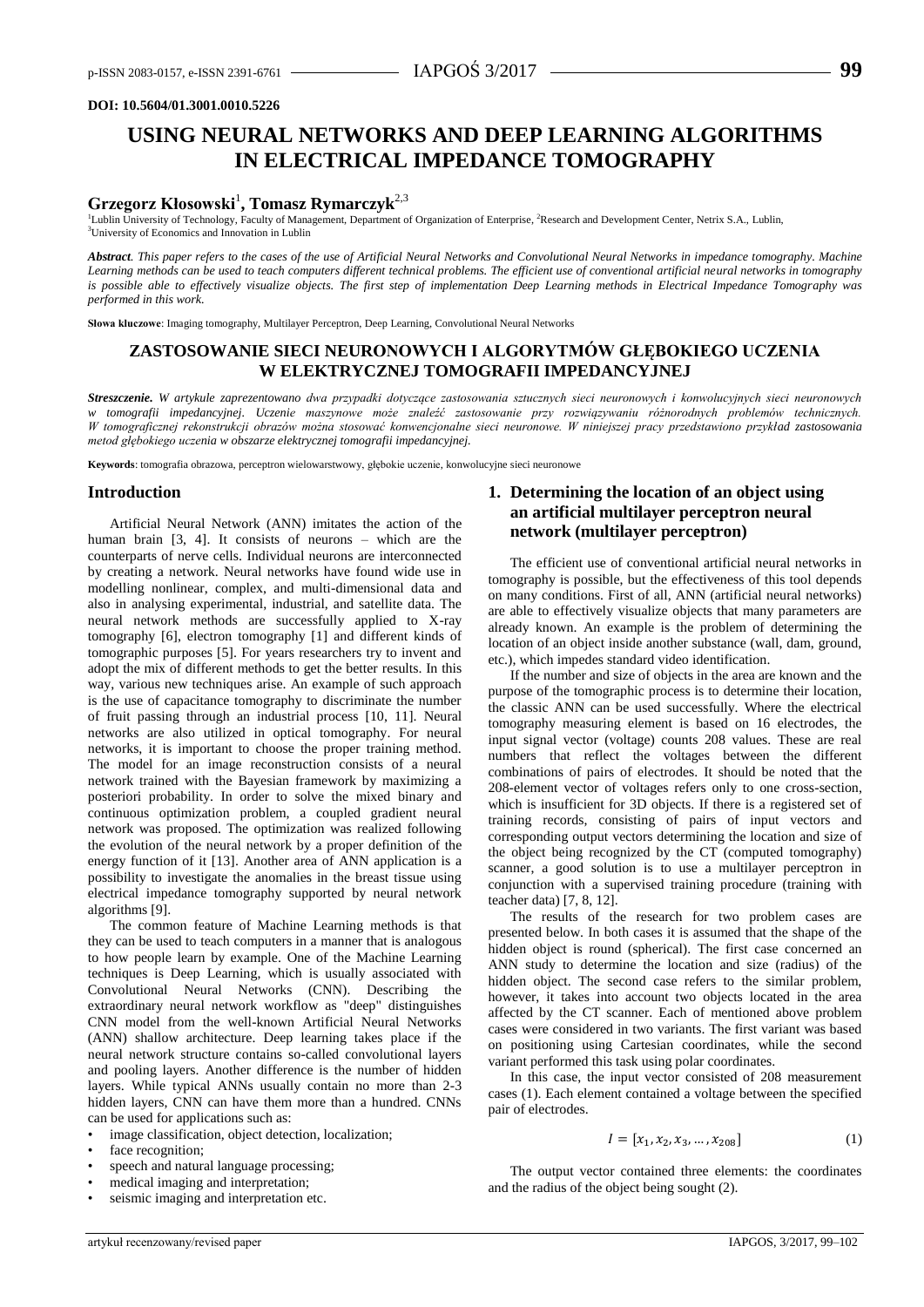DOI: 10.5604/01.3001.0010.5226

# USING NEURAL NETWORKS AND DEEP LEARNING ALGORITHMS IN ELECTRICAL IMPEDANCE TOMOGRAPHY

**Grzegorz Kłosowski**[1], **Tomasz Rymarczyk**[2,3]

[1]Lublin University of Technology, Faculty of Management, Department of Organization of Enterprise, [2]Research and Development Center, Netrix S.A., Lublin, [3]University of Economics and Innovation in Lublin

***Abstract****. This paper refers to the cases of the use of Artificial Neural Networks and Convolutional Neural Networks in impedance tomography. Machine Learning methods can be used to teach computers different technical problems. The efficient use of conventional artificial neural networks in tomography is possible able to effectively visualize objects. The first step of implementation Deep Learning methods in Electrical Impedance Tomography was performed in this work.*

**Słowa kluczowe**: Imaging tomography, Multilayer Perceptron, Deep Learning, Convolutional Neural Networks

## ZASTOSOWANIE SIECI NEURONOWYCH I ALGORYTMÓW GŁĘBOKIEGO UCZENIA W ELEKTRYCZNEJ TOMOGRAFII IMPEDANCYJNEJ

***Streszczenie.*** *W artykule zaprezentowano dwa przypadki dotyczące zastosowania sztucznych sieci neuronowych i konwolucyjnych sieci neuronowych w tomografii impedancyjnej. Uczenie maszynowe może znaleźć zastosowanie przy rozwiązywaniu różnorodnych problemów technicznych. W tomograficznej rekonstrukcji obrazów można stosować konwencjonalne sieci neuronowe. W niniejszej pracy przedstawiono przykład zastosowania metod głębokiego uczenia w obszarze elektrycznej tomografii impedancyjnej.*

**Keywords**: tomografia obrazowa, perceptron wielowarstwowy, głębokie uczenie, konwolucyjne sieci neuronowe

## Introduction

Artificial Neural Network (ANN) imitates the action of the human brain [3, 4]. It consists of neurons – which are the counterparts of nerve cells. Individual neurons are interconnected by creating a network. Neural networks have found wide use in modelling nonlinear, complex, and multi-dimensional data and also in analysing experimental, industrial, and satellite data. The neural network methods are successfully applied to X-ray tomography [6], electron tomography [1] and different kinds of tomographic purposes [5]. For years researchers try to invent and adopt the mix of different methods to get the better results. In this way, various new techniques arise. An example of such approach is the use of capacitance tomography to discriminate the number of fruit passing through an industrial process [10, 11]. Neural networks are also utilized in optical tomography. For neural networks, it is important to choose the proper training method. The model for an image reconstruction consists of a neural network trained with the Bayesian framework by maximizing a posteriori probability. In order to solve the mixed binary and continuous optimization problem, a coupled gradient neural network was proposed. The optimization was realized following the evolution of the neural network by a proper definition of the energy function of it [13]. Another area of ANN application is a possibility to investigate the anomalies in the breast tissue using electrical impedance tomography supported by neural network algorithms [9].

The common feature of Machine Learning methods is that they can be used to teach computers in a manner that is analogous to how people learn by example. One of the Machine Learning techniques is Deep Learning, which is usually associated with Convolutional Neural Networks (CNN). Describing the extraordinary neural network workflow as "deep" distinguishes CNN model from the well-known Artificial Neural Networks (ANN) shallow architecture. Deep learning takes place if the neural network structure contains so-called convolutional layers and pooling layers. Another difference is the number of hidden layers. While typical ANNs usually contain no more than 2-3 hidden layers, CNN can have them more than a hundred. CNNs can be used for applications such as:

- image classification, object detection, localization;
- face recognition;
- speech and natural language processing;
- medical imaging and interpretation;
- seismic imaging and interpretation etc.

## 1. Determining the location of an object using an artificial multilayer perceptron neural network (multilayer perceptron)

The efficient use of conventional artificial neural networks in tomography is possible, but the effectiveness of this tool depends on many conditions. First of all, ANN (artificial neural networks) are able to effectively visualize objects that many parameters are already known. An example is the problem of determining the location of an object inside another substance (wall, dam, ground, etc.), which impedes standard video identification.

If the number and size of objects in the area are known and the purpose of the tomographic process is to determine their location, the classic ANN can be used successfully. Where the electrical tomography measuring element is based on 16 electrodes, the input signal vector (voltage) counts 208 values. These are real numbers that reflect the voltages between the different combinations of pairs of electrodes. It should be noted that the 208-element vector of voltages refers only to one cross-section, which is insufficient for 3D objects. If there is a registered set of training records, consisting of pairs of input vectors and corresponding output vectors determining the location and size of the object being recognized by the CT (computed tomography) scanner, a good solution is to use a multilayer perceptron in conjunction with a supervised training procedure (training with teacher data) [7, 8, 12].

The results of the research for two problem cases are presented below. In both cases it is assumed that the shape of the hidden object is round (spherical). The first case concerned an ANN study to determine the location and size (radius) of the hidden object. The second case refers to the similar problem, however, it takes into account two objects located in the area affected by the CT scanner. Each of mentioned above problem cases were considered in two variants. The first variant was based on positioning using Cartesian coordinates, while the second variant performed this task using polar coordinates.

In this case, the input vector consisted of 208 measurement cases (1). Each element contained a voltage between the specified pair of electrodes.

$$I = [x_1, x_2, x_3, \dots, x_{208}] \tag{1}$$

The output vector contained three elements: the coordinates and the radius of the object being sought (2).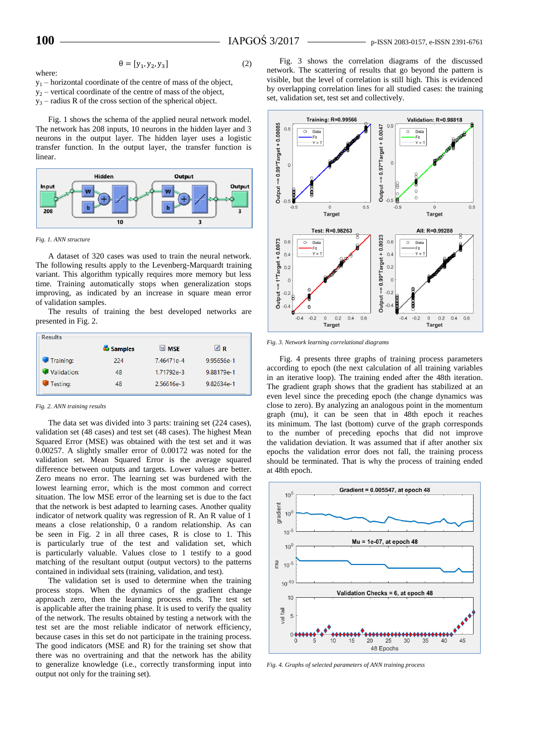$$\theta = [y_1, y_2, y_3] \tag{2}$$

where:
$y_1$ – horizontal coordinate of the centre of mass of the object,
$y_2$ – vertical coordinate of the centre of mass of the object,
$y_3$ – radius R of the cross section of the spherical object.

Fig. 1 shows the schema of the applied neural network model. The network has 208 inputs, 10 neurons in the hidden layer and 3 neurons in the output layer. The hidden layer uses a logistic transfer function. In the output layer, the transfer function is linear.

*Fig. 1. ANN structure*

A dataset of 320 cases was used to train the neural network. The following results apply to the Levenberg-Marquardt training variant. This algorithm typically requires more memory but less time. Training automatically stops when generalization stops improving, as indicated by an increase in square mean error of validation samples.

The results of training the best developed networks are presented in Fig. 2.

| Results | Samples | MSE | R |
|---|---|---|---|
| Training: | 224 | 7.46471e-4 | 9.95656e-1 |
| Validation: | 48 | 1.71792e-3 | 9.88179e-1 |
| Testing: | 48 | 2.56616e-3 | 9.82634e-1 |

*Fig. 2. ANN training results*

The data set was divided into 3 parts: training set (224 cases), validation set (48 cases) and test set (48 cases). The highest Mean Squared Error (MSE) was obtained with the test set and it was 0.00257. A slightly smaller error of 0.00172 was noted for the validation set. Mean Squared Error is the average squared difference between outputs and targets. Lower values are better. Zero means no error. The learning set was burdened with the lowest learning error, which is the most common and correct situation. The low MSE error of the learning set is due to the fact that the network is best adapted to learning cases. Another quality indicator of network quality was regression of R. An R value of 1 means a close relationship, 0 a random relationship. As can be seen in Fig. 2 in all three cases, R is close to 1. This is particularly true of the test and validation set, which is particularly valuable. Values close to 1 testify to a good matching of the resultant output (output vectors) to the patterns contained in individual sets (training, validation, and test).

The validation set is used to determine when the training process stops. When the dynamics of the gradient change approach zero, then the learning process ends. The test set is applicable after the training phase. It is used to verify the quality of the network. The results obtained by testing a network with the test set are the most reliable indicator of network efficiency, because cases in this set do not participate in the training process. The good indicators (MSE and R) for the training set show that there was no overtraining and that the network has the ability to generalize knowledge (i.e., correctly transforming input into output not only for the training set).

Fig. 3 shows the correlation diagrams of the discussed network. The scattering of results that go beyond the pattern is visible, but the level of correlation is still high. This is evidenced by overlapping correlation lines for all studied cases: the training set, validation set, test set and collectively.

*Fig. 3. Network learning correlational diagrams*

Fig. 4 presents three graphs of training process parameters according to epoch (the next calculation of all training variables in an iterative loop). The training ended after the 48th iteration. The gradient graph shows that the gradient has stabilized at an even level since the preceding epoch (the change dynamics was close to zero). By analyzing an analogous point in the momentum graph (mu), it can be seen that in 48th epoch it reaches its minimum. The last (bottom) curve of the graph corresponds to the number of preceding epochs that did not improve the validation deviation. It was assumed that if after another six epochs the validation error does not fall, the training process should be terminated. That is why the process of training ended at 48th epoch.

*Fig. 4. Graphs of selected parameters of ANN training process*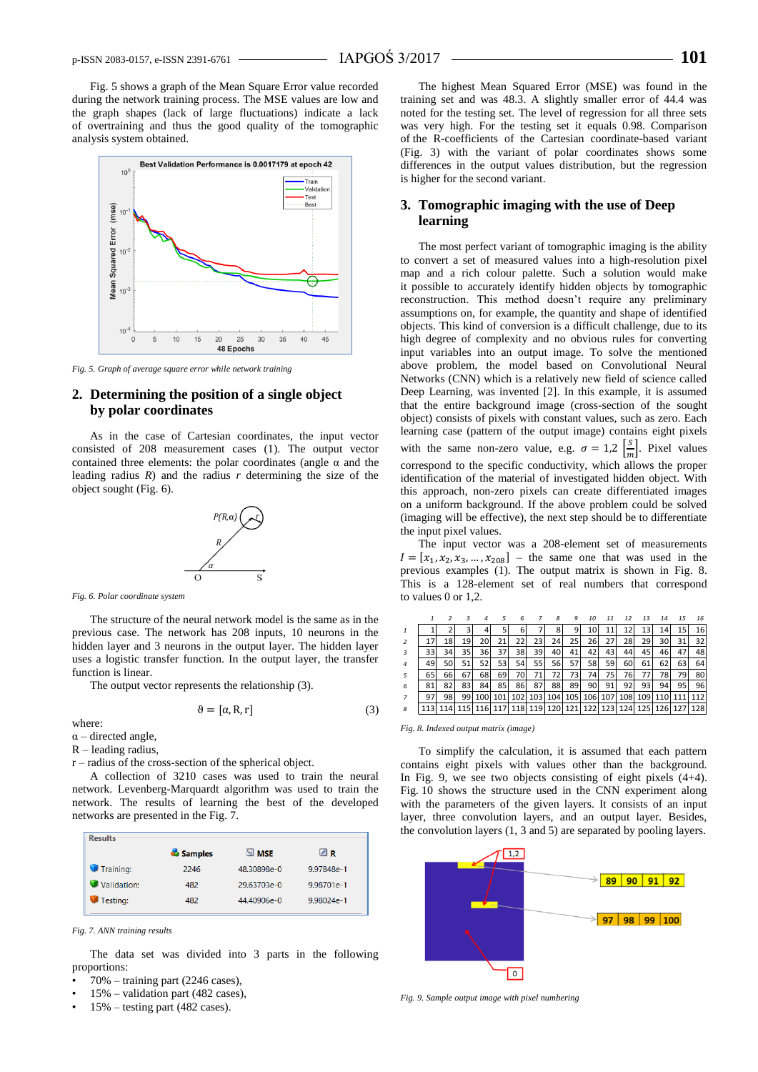Fig. 5 shows a graph of the Mean Square Error value recorded during the network training process. The MSE values are low and the graph shapes (lack of large fluctuations) indicate a lack of overtraining and thus the good quality of the tomographic analysis system obtained.

*Fig. 5. Graph of average square error while network training*

## 2. Determining the position of a single object by polar coordinates

As in the case of Cartesian coordinates, the input vector consisted of 208 measurement cases (1). The output vector contained three elements: the polar coordinates (angle α and the leading radius *R*) and the radius *r* determining the size of the object sought (Fig. 6).

*Fig. 6. Polar coordinate system*

The structure of the neural network model is the same as in the previous case. The network has 208 inputs, 10 neurons in the hidden layer and 3 neurons in the output layer. The hidden layer uses a logistic transfer function. In the output layer, the transfer function is linear.

The output vector represents the relationship (3).

$$\vartheta = [\alpha, R, r] \tag{3}$$

where:
α – directed angle,
R – leading radius,
r – radius of the cross-section of the spherical object.

A collection of 3210 cases was used to train the neural network. Levenberg-Marquardt algorithm was used to train the network. The results of learning the best of the developed networks are presented in the Fig. 7.

| Results | Samples | MSE | R |
|---|---|---|---|
| Training: | 2246 | 48.30898e-0 | 9.97848e-1 |
| Validation: | 482 | 29.63703e-0 | 9.98701e-1 |
| Testing: | 482 | 44.40906e-0 | 9.98024e-1 |

*Fig. 7. ANN training results*

The data set was divided into 3 parts in the following proportions:

- 70% – training part (2246 cases),
- 15% – validation part (482 cases),
- 15% – testing part (482 cases).

The highest Mean Squared Error (MSE) was found in the training set and was 48.3. A slightly smaller error of 44.4 was noted for the testing set. The level of regression for all three sets was very high. For the testing set it equals 0.98. Comparison of the R-coefficients of the Cartesian coordinate-based variant (Fig. 3) with the variant of polar coordinates shows some differences in the output values distribution, but the regression is higher for the second variant.

## 3. Tomographic imaging with the use of Deep learning

The most perfect variant of tomographic imaging is the ability to convert a set of measured values into a high-resolution pixel map and a rich colour palette. Such a solution would make it possible to accurately identify hidden objects by tomographic reconstruction. This method doesn't require any preliminary assumptions on, for example, the quantity and shape of identified objects. This kind of conversion is a difficult challenge, due to its high degree of complexity and no obvious rules for converting input variables into an output image. To solve the mentioned above problem, the model based on Convolutional Neural Networks (CNN) which is a relatively new field of science called Deep Learning, was invented [2]. In this example, it is assumed that the entire background image (cross-section of the sought object) consists of pixels with constant values, such as zero. Each learning case (pattern of the output image) contains eight pixels with the same non-zero value, e.g. $\sigma = 1{,}2 \left[\frac{S}{m}\right]$. Pixel values correspond to the specific conductivity, which allows the proper identification of the material of investigated hidden object. With this approach, non-zero pixels can create differentiated images on a uniform background. If the above problem could be solved (imaging will be effective), the next step should be to differentiate the input pixel values.

The input vector was a 208-element set of measurements $I = [x_1, x_2, x_3, \ldots, x_{208}]$ – the same one that was used in the previous examples (1). The output matrix is shown in Fig. 8. This is a 128-element set of real numbers that correspond to values 0 or 1,2.

| | 1 | 2 | 3 | 4 | 5 | 6 | 7 | 8 | 9 | 10 | 11 | 12 | 13 | 14 | 15 | 16 |
|---|---|---|---|---|---|---|---|---|---|---|---|---|---|---|---|---|
| 1 | 1 | 2 | 3 | 4 | 5 | 6 | 7 | 8 | 9 | 10 | 11 | 12 | 13 | 14 | 15 | 16 |
| 2 | 17 | 18 | 19 | 20 | 21 | 22 | 23 | 24 | 25 | 26 | 27 | 28 | 29 | 30 | 31 | 32 |
| 3 | 33 | 34 | 35 | 36 | 37 | 38 | 39 | 40 | 41 | 42 | 43 | 44 | 45 | 46 | 47 | 48 |
| 4 | 49 | 50 | 51 | 52 | 53 | 54 | 55 | 56 | 57 | 58 | 59 | 60 | 61 | 62 | 63 | 64 |
| 5 | 65 | 66 | 67 | 68 | 69 | 70 | 71 | 72 | 73 | 74 | 75 | 76 | 77 | 78 | 79 | 80 |
| 6 | 81 | 82 | 83 | 84 | 85 | 86 | 87 | 88 | 89 | 90 | 91 | 92 | 93 | 94 | 95 | 96 |
| 7 | 97 | 98 | 99 | 100 | 101 | 102 | 103 | 104 | 105 | 106 | 107 | 108 | 109 | 110 | 111 | 112 |
| 8 | 113 | 114 | 115 | 116 | 117 | 118 | 119 | 120 | 121 | 122 | 123 | 124 | 125 | 126 | 127 | 128 |

*Fig. 8. Indexed output matrix (image)*

To simplify the calculation, it is assumed that each pattern contains eight pixels with values other than the background. In Fig. 9, we see two objects consisting of eight pixels (4+4). Fig. 10 shows the structure used in the CNN experiment along with the parameters of the given layers. It consists of an input layer, three convolution layers, and an output layer. Besides, the convolution layers (1, 3 and 5) are separated by pooling layers.

*Fig. 9. Sample output image with pixel numbering*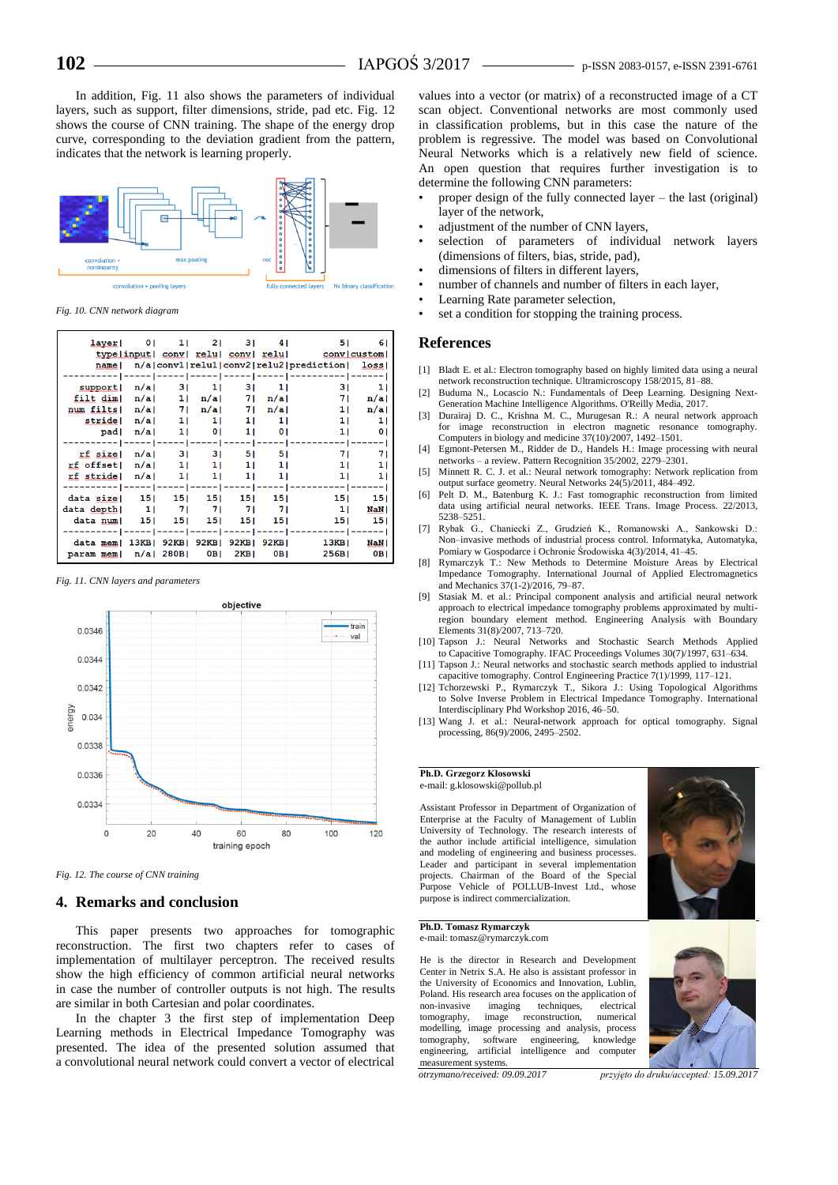In addition, Fig. 11 also shows the parameters of individual layers, such as support, filter dimensions, stride, pad etc. Fig. 12 shows the course of CNN training. The shape of the energy drop curve, corresponding to the deviation gradient from the pattern, indicates that the network is learning properly.

convolution + nonlinearity

max pooling

vec

convolution + pooling layers

fully connected layers

Nx binary classification

*Fig. 10. CNN network diagram*

| layer | 0 | 1 | 2 | 3 | 4 | 5 | 6 |
|---|---|---|---|---|---|---|---|
| type | input | conv | relu | conv | relu | conv | custom |
| name | n/a | conv1 | relu1 | conv2 | relu2 | prediction | loss |
| support | n/a | 3 | 1 | 3 | 1 | 3 | 1 |
| filt dim | n/a | 1 | n/a | 7 | n/a | 7 | n/a |
| num filts | n/a | 7 | n/a | 7 | n/a | 1 | n/a |
| stride | n/a | 1 | 1 | 1 | 1 | 1 | 1 |
| pad | n/a | 1 | 0 | 1 | 0 | 1 | 0 |
| rf size | n/a | 3 | 3 | 5 | 5 | 7 | 7 |
| rf offset | n/a | 1 | 1 | 1 | 1 | 1 | 1 |
| rf stride | n/a | 1 | 1 | 1 | 1 | 1 | 1 |
| data size | 15 | 15 | 15 | 15 | 15 | 15 | 15 |
| data depth | 1 | 7 | 7 | 7 | 7 | 1 | NaN |
| data num | 15 | 15 | 15 | 15 | 15 | 15 | 15 |
| data mem | 13KB | 92KB | 92KB | 92KB | 92KB | 13KB | NaN |
| param mem | n/a | 280B | 0B | 2KB | 0B | 256B | 0B |

*Fig. 11. CNN layers and parameters*

objective

train
val

energy

0.0346
0.0344
0.0342
0.034
0.0338
0.0336
0.0334

0 20 40 60 80 100 120

training epoch

*Fig. 12. The course of CNN training*

## 4. Remarks and conclusion

This paper presents two approaches for tomographic reconstruction. The first two chapters refer to cases of implementation of multilayer perceptron. The received results show the high efficiency of common artificial neural networks in case the number of controller outputs is not high. The results are similar in both Cartesian and polar coordinates.

In the chapter 3 the first step of implementation Deep Learning methods in Electrical Impedance Tomography was presented. The idea of the presented solution assumed that a convolutional neural network could convert a vector of electrical values into a vector (or matrix) of a reconstructed image of a CT scan object. Conventional networks are most commonly used in classification problems, but in this case the nature of the problem is regressive. The model was based on Convolutional Neural Networks which is a relatively new field of science. An open question that requires further investigation is to determine the following CNN parameters:

- proper design of the fully connected layer – the last (original) layer of the network,
- adjustment of the number of CNN layers,
- selection of parameters of individual network layers (dimensions of filters, bias, stride, pad),
- dimensions of filters in different layers,
- number of channels and number of filters in each layer,
- Learning Rate parameter selection,
- set a condition for stopping the training process.

## References

[1] Bladt E. et al.: Electron tomography based on highly limited data using a neural network reconstruction technique. Ultramicroscopy 158/2015, 81–88.

[2] Buduma N., Locascio N.: Fundamentals of Deep Learning. Designing Next-Generation Machine Intelligence Algorithms. O'Reilly Media, 2017.

[3] Durairaj D. C., Krishna M. C., Murugesan R.: A neural network approach for image reconstruction in electron magnetic resonance tomography. Computers in biology and medicine 37(10)/2007, 1492–1501.

[4] Egmont-Petersen M., Ridder de D., Handels H.: Image processing with neural networks – a review. Pattern Recognition 35/2002, 2279–2301.

[5] Minnett R. C. J. et al.: Neural network tomography: Network replication from output surface geometry. Neural Networks 24(5)/2011, 484–492.

[6] Pelt D. M., Batenburg K. J.: Fast tomographic reconstruction from limited data using artificial neural networks. IEEE Trans. Image Process. 22/2013, 5238–5251.

[7] Rybak G., Chaniecki Z., Grudzień K., Romanowski A., Sankowski D.: Non–invasive methods of industrial process control. Informatyka, Automatyka, Pomiary w Gospodarce i Ochronie Środowiska 4(3)/2014, 41–45.

[8] Rymarczyk T.: New Methods to Determine Moisture Areas by Electrical Impedance Tomography. International Journal of Applied Electromagnetics and Mechanics 37(1-2)/2016, 79–87.

[9] Stasiak M. et al.: Principal component analysis and artificial neural network approach to electrical impedance tomography problems approximated by multi-region boundary element method. Engineering Analysis with Boundary Elements 31(8)/2007, 713–720.

[10] Tapson J.: Neural Networks and Stochastic Search Methods Applied to Capacitive Tomography. IFAC Proceedings Volumes 30(7)/1997, 631–634.

[11] Tapson J.: Neural networks and stochastic search methods applied to industrial capacitive tomography. Control Engineering Practice 7(1)/1999, 117–121.

[12] Tchorzewski P., Rymarczyk T., Sikora J.: Using Topological Algorithms to Solve Inverse Problem in Electrical Impedance Tomography. International Interdisciplinary Phd Workshop 2016, 46–50.

[13] Wang J. et al.: Neural-network approach for optical tomography. Signal processing, 86(9)/2006, 2495–2502.

**Ph.D. Grzegorz Kłosowski**
e-mail: g.klosowski@pollub.pl

Assistant Professor in Department of Organization of Enterprise at the Faculty of Management of Lublin University of Technology. The research interests of the author include artificial intelligence, simulation and modeling of engineering and business processes. Leader and participant in several implementation projects. Chairman of the Board of the Special Purpose Vehicle of POLLUB-Invest Ltd., whose purpose is indirect commercialization.

**Ph.D. Tomasz Rymarczyk**
e-mail: tomasz@rymarczyk.com

He is the director in Research and Development Center in Netrix S.A. He also is assistant professor in the University of Economics and Innovation, Lublin, Poland. His research area focuses on the application of non-invasive imaging techniques, electrical tomography, image reconstruction, numerical modelling, image processing and analysis, process tomography, software engineering, knowledge engineering, artificial intelligence and computer measurement systems.

*otrzymano/received: 09.09.2017* *przyjęto do druku/accepted: 15.09.2017*